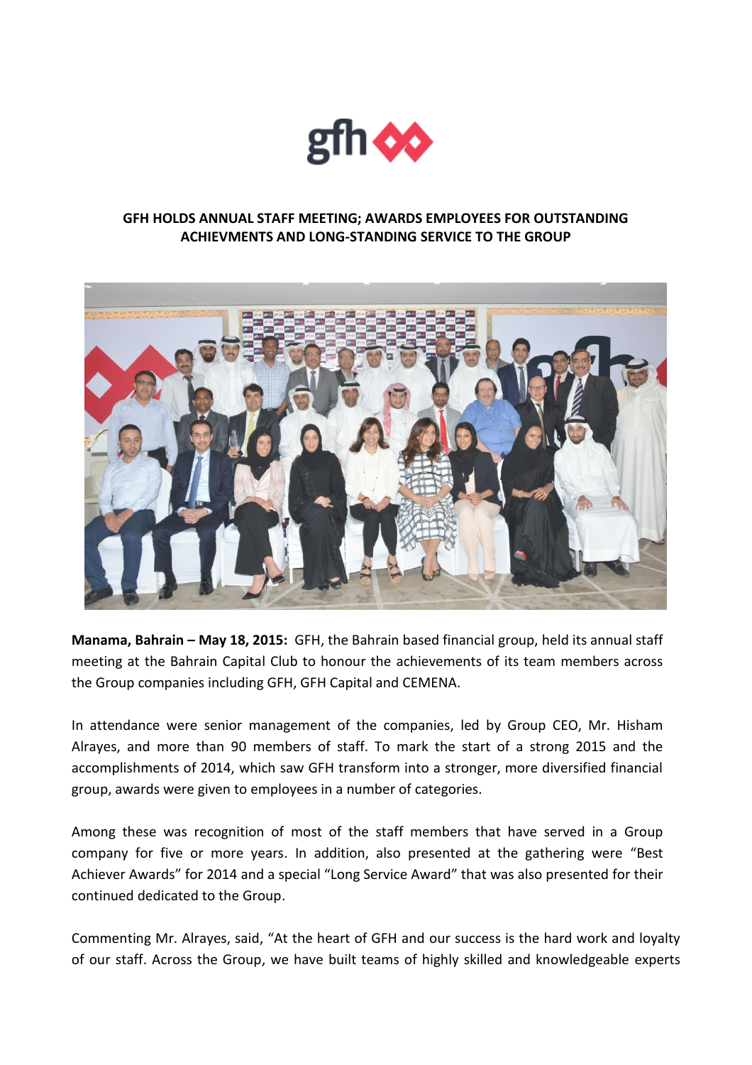# GFH HOLDS ANNUAL STAFF MEETING; AWARDS EMPLOYEES FOR OUTSTANDING ACHIEVMENTS AND LONG-STANDING SERVICE TO THE GROUP

**Manama, Bahrain – May 18, 2015:** GFH, the Bahrain based financial group, held its annual staff meeting at the Bahrain Capital Club to honour the achievements of its team members across the Group companies including GFH, GFH Capital and CEMENA.

In attendance were senior management of the companies, led by Group CEO, Mr. Hisham Alrayes, and more than 90 members of staff. To mark the start of a strong 2015 and the accomplishments of 2014, which saw GFH transform into a stronger, more diversified financial group, awards were given to employees in a number of categories.

Among these was recognition of most of the staff members that have served in a Group company for five or more years. In addition, also presented at the gathering were "Best Achiever Awards" for 2014 and a special "Long Service Award" that was also presented for their continued dedicated to the Group.

Commenting Mr. Alrayes, said, "At the heart of GFH and our success is the hard work and loyalty of our staff. Across the Group, we have built teams of highly skilled and knowledgeable experts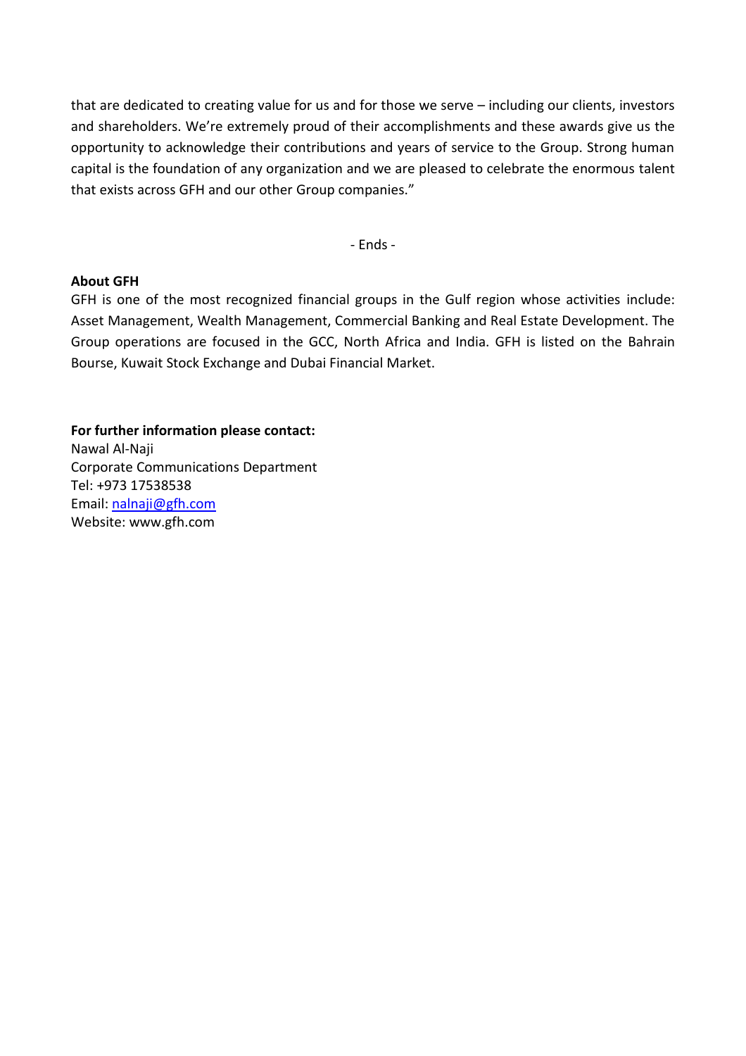that are dedicated to creating value for us and for those we serve – including our clients, investors and shareholders. We're extremely proud of their accomplishments and these awards give us the opportunity to acknowledge their contributions and years of service to the Group. Strong human capital is the foundation of any organization and we are pleased to celebrate the enormous talent that exists across GFH and our other Group companies."

- Ends -

**About GFH**

GFH is one of the most recognized financial groups in the Gulf region whose activities include: Asset Management, Wealth Management, Commercial Banking and Real Estate Development. The Group operations are focused in the GCC, North Africa and India. GFH is listed on the Bahrain Bourse, Kuwait Stock Exchange and Dubai Financial Market.

**For further information please contact:**

Nawal Al-Naji
Corporate Communications Department
Tel: +973 17538538
Email: nalnaji@gfh.com
Website: www.gfh.com